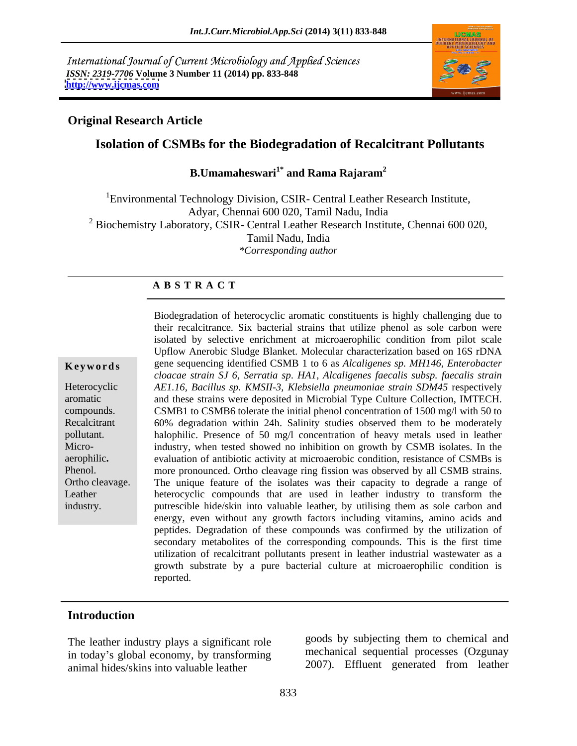International Journal of Current Microbiology and Applied Sciences
*ISSN: 2319-7706* **Volume 3 Number 11 (2014) pp. 833-848**
**http://www.ijcmas.com**

**Original Research Article**

# Isolation of CSMBs for the Biodegradation of Recalcitrant Pollutants

**B.Umamaheswari[1*] and Rama Rajaram[2]**

[1]Environmental Technology Division, CSIR- Central Leather Research Institute, Adyar, Chennai 600 020, Tamil Nadu, India
[2] Biochemistry Laboratory, CSIR- Central Leather Research Institute, Chennai 600 020, Tamil Nadu, India
*\*Corresponding author*

## A B S T R A C T

**Keywords**

Heterocyclic aromatic compounds. Recalcitrant pollutant. Micro-aerophilic**.** Phenol. Ortho cleavage. Leather industry.

Biodegradation of heterocyclic aromatic constituents is highly challenging due to their recalcitrance. Six bacterial strains that utilize phenol as sole carbon were isolated by selective enrichment at microaerophilic condition from pilot scale Upflow Anerobic Sludge Blanket. Molecular characterization based on 16S rDNA gene sequencing identified CSMB 1 to 6 as *Alcaligenes sp. MH146, Enterobacter cloacae strain SJ 6, Serratia sp. HA1, Alcaligenes faecalis subsp. faecalis strain AE1.16, Bacillus sp. KMSII-3, Klebsiella pneumoniae strain SDM45* respectively and these strains were deposited in Microbial Type Culture Collection, IMTECH. CSMB1 to CSMB6 tolerate the initial phenol concentration of 1500 mg/l with 50 to 60% degradation within 24h. Salinity studies observed them to be moderately halophilic. Presence of 50 mg/l concentration of heavy metals used in leather industry, when tested showed no inhibition on growth by CSMB isolates. In the evaluation of antibiotic activity at microaerobic condition, resistance of CSMBs is more pronounced. Ortho cleavage ring fission was observed by all CSMB strains. The unique feature of the isolates was their capacity to degrade a range of heterocyclic compounds that are used in leather industry to transform the putrescible hide/skin into valuable leather, by utilising them as sole carbon and energy, even without any growth factors including vitamins, amino acids and peptides. Degradation of these compounds was confirmed by the utilization of secondary metabolites of the corresponding compounds. This is the first time utilization of recalcitrant pollutants present in leather industrial wastewater as a growth substrate by a pure bacterial culture at microaerophilic condition is reported.

## Introduction

The leather industry plays a significant role in today's global economy, by transforming animal hides/skins into valuable leather goods by subjecting them to chemical and mechanical sequential processes (Ozgunay 2007). Effluent generated from leather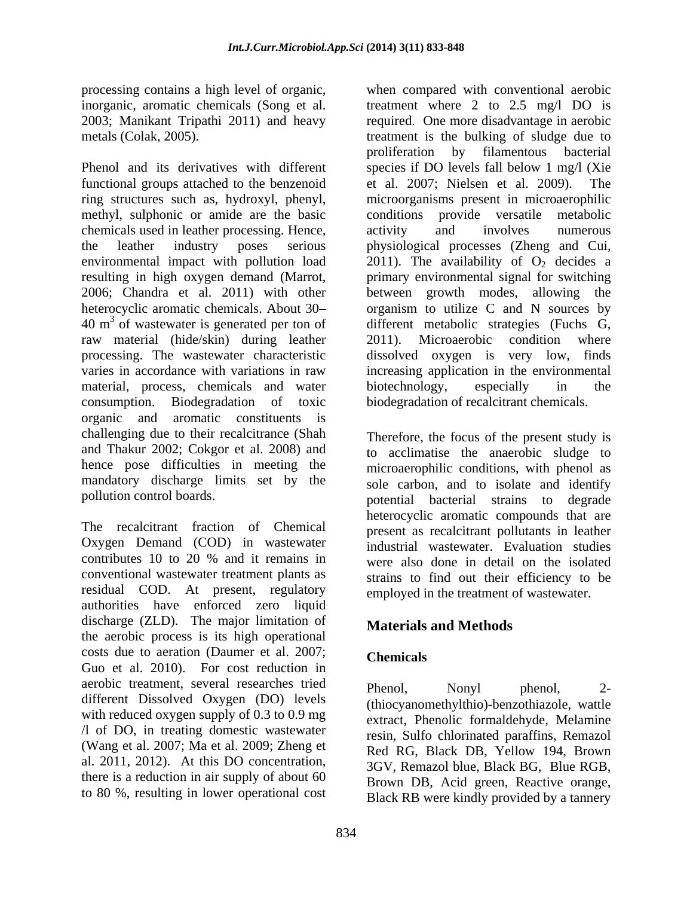processing contains a high level of organic, inorganic, aromatic chemicals (Song et al. 2003; Manikant Tripathi 2011) and heavy metals (Colak, 2005).

Phenol and its derivatives with different functional groups attached to the benzenoid ring structures such as, hydroxyl, phenyl, methyl, sulphonic or amide are the basic chemicals used in leather processing. Hence, the leather industry poses serious environmental impact with pollution load resulting in high oxygen demand (Marrot, 2006; Chandra et al. 2011) with other heterocyclic aromatic chemicals. About 30–40 $m^3$ of wastewater is generated per ton of raw material (hide/skin) during leather processing. The wastewater characteristic varies in accordance with variations in raw material, process, chemicals and water consumption. Biodegradation of toxic organic and aromatic constituents is challenging due to their recalcitrance (Shah and Thakur 2002; Cokgor et al. 2008) and hence pose difficulties in meeting the mandatory discharge limits set by the pollution control boards.

The recalcitrant fraction of Chemical Oxygen Demand (COD) in wastewater contributes 10 to 20 % and it remains in conventional wastewater treatment plants as residual COD. At present, regulatory authorities have enforced zero liquid discharge (ZLD). The major limitation of the aerobic process is its high operational costs due to aeration (Daumer et al. 2007; Guo et al. 2010). For cost reduction in aerobic treatment, several researches tried different Dissolved Oxygen (DO) levels with reduced oxygen supply of 0.3 to 0.9 mg /l of DO, in treating domestic wastewater (Wang et al. 2007; Ma et al. 2009; Zheng et al. 2011, 2012). At this DO concentration, there is a reduction in air supply of about 60 to 80 %, resulting in lower operational cost when compared with conventional aerobic treatment where 2 to 2.5 mg/l DO is required. One more disadvantage in aerobic treatment is the bulking of sludge due to proliferation by filamentous bacterial species if DO levels fall below 1 mg/l (Xie et al. 2007; Nielsen et al. 2009). The microorganisms present in microaerophilic conditions provide versatile metabolic activity and involves numerous physiological processes (Zheng and Cui, 2011). The availability of $O_2$ decides a primary environmental signal for switching between growth modes, allowing the organism to utilize C and N sources by different metabolic strategies (Fuchs G, 2011). Microaerobic condition where dissolved oxygen is very low, finds increasing application in the environmental biotechnology, especially in the biodegradation of recalcitrant chemicals.

Therefore, the focus of the present study is to acclimatise the anaerobic sludge to microaerophilic conditions, with phenol as sole carbon, and to isolate and identify potential bacterial strains to degrade heterocyclic aromatic compounds that are present as recalcitrant pollutants in leather industrial wastewater. Evaluation studies were also done in detail on the isolated strains to find out their efficiency to be employed in the treatment of wastewater.

## Materials and Methods

### Chemicals

Phenol, Nonyl phenol, 2-(thiocyanomethylthio)-benzothiazole, wattle extract, Phenolic formaldehyde, Melamine resin, Sulfo chlorinated paraffins, Remazol Red RG, Black DB, Yellow 194, Brown 3GV, Remazol blue, Black BG, Blue RGB, Brown DB, Acid green, Reactive orange, Black RB were kindly provided by a tannery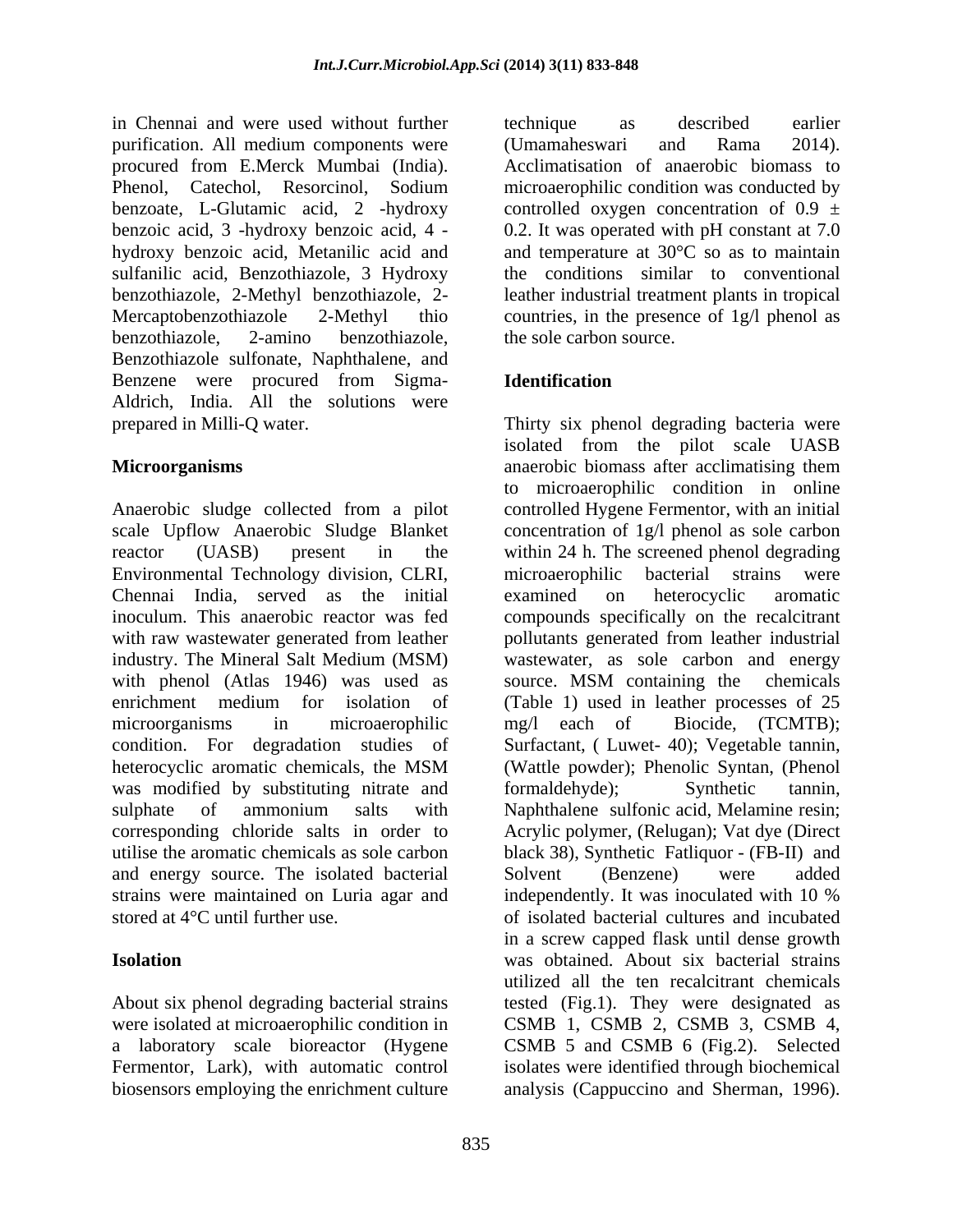in Chennai and were used without further purification. All medium components were procured from E.Merck Mumbai (India). Phenol, Catechol, Resorcinol, Sodium benzoate, L-Glutamic acid, 2 -hydroxy benzoic acid, 3 -hydroxy benzoic acid, 4 - hydroxy benzoic acid, Metanilic acid and sulfanilic acid, Benzothiazole, 3 Hydroxy benzothiazole, 2-Methyl benzothiazole, 2-Mercaptobenzothiazole 2-Methyl thio benzothiazole, 2-amino benzothiazole, Benzothiazole sulfonate, Naphthalene, and Benzene were procured from Sigma-Aldrich, India. All the solutions were prepared in Milli-Q water.

**Microorganisms**

Anaerobic sludge collected from a pilot scale Upflow Anaerobic Sludge Blanket reactor (UASB) present in the Environmental Technology division, CLRI, Chennai India, served as the initial inoculum. This anaerobic reactor was fed with raw wastewater generated from leather industry. The Mineral Salt Medium (MSM) with phenol (Atlas 1946) was used as enrichment medium for isolation of microorganisms in microaerophilic condition. For degradation studies of heterocyclic aromatic chemicals, the MSM was modified by substituting nitrate and sulphate of ammonium salts with corresponding chloride salts in order to utilise the aromatic chemicals as sole carbon and energy source. The isolated bacterial strains were maintained on Luria agar and stored at 4°C until further use.

**Isolation**

About six phenol degrading bacterial strains were isolated at microaerophilic condition in a laboratory scale bioreactor (Hygene Fermentor, Lark), with automatic control biosensors employing the enrichment culture technique as described earlier (Umamaheswari and Rama 2014). Acclimatisation of anaerobic biomass to microaerophilic condition was conducted by controlled oxygen concentration of $0.9 \pm 0.2$. It was operated with pH constant at 7.0 and temperature at 30°C so as to maintain the conditions similar to conventional leather industrial treatment plants in tropical countries, in the presence of 1g/l phenol as the sole carbon source.

**Identification**

Thirty six phenol degrading bacteria were isolated from the pilot scale UASB anaerobic biomass after acclimatising them to microaerophilic condition in online controlled Hygene Fermentor, with an initial concentration of 1g/l phenol as sole carbon within 24 h. The screened phenol degrading microaerophilic bacterial strains were examined on heterocyclic aromatic compounds specifically on the recalcitrant pollutants generated from leather industrial wastewater, as sole carbon and energy source. MSM containing the chemicals (Table 1) used in leather processes of 25 mg/l each of Biocide, (TCMTB); Surfactant, ( Luwet- 40); Vegetable tannin, (Wattle powder); Phenolic Syntan, (Phenol formaldehyde); Synthetic tannin, Naphthalene sulfonic acid, Melamine resin; Acrylic polymer, (Relugan); Vat dye (Direct black 38), Synthetic Fatliquor - (FB-II) and Solvent (Benzene) were added independently. It was inoculated with 10 % of isolated bacterial cultures and incubated in a screw capped flask until dense growth was obtained. About six bacterial strains utilized all the ten recalcitrant chemicals tested (Fig.1). They were designated as CSMB 1, CSMB 2, CSMB 3, CSMB 4, CSMB 5 and CSMB 6 (Fig.2). Selected isolates were identified through biochemical analysis (Cappuccino and Sherman, 1996).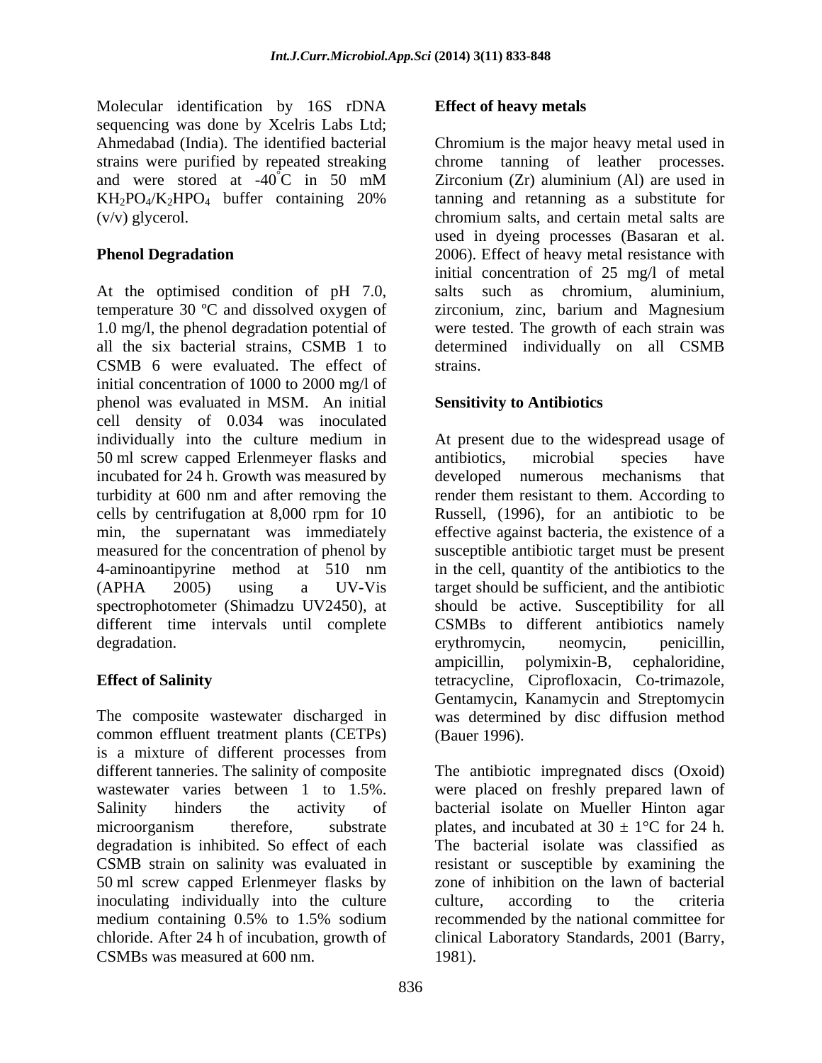Molecular identification by 16S rDNA sequencing was done by Xcelris Labs Ltd; Ahmedabad (India). The identified bacterial strains were purified by repeated streaking and were stored at -40°C in 50 mM $KH_2PO_4/K_2HPO_4$ buffer containing 20% (v/v) glycerol.

## Phenol Degradation

At the optimised condition of pH 7.0, temperature 30 ºC and dissolved oxygen of 1.0 mg/l, the phenol degradation potential of all the six bacterial strains, CSMB 1 to CSMB 6 were evaluated. The effect of initial concentration of 1000 to 2000 mg/l of phenol was evaluated in MSM. An initial cell density of 0.034 was inoculated individually into the culture medium in 50 ml screw capped Erlenmeyer flasks and incubated for 24 h. Growth was measured by turbidity at 600 nm and after removing the cells by centrifugation at 8,000 rpm for 10 min, the supernatant was immediately measured for the concentration of phenol by 4-aminoantipyrine method at 510 nm (APHA 2005) using a UV-Vis spectrophotometer (Shimadzu UV2450), at different time intervals until complete degradation.

## Effect of Salinity

The composite wastewater discharged in common effluent treatment plants (CETPs) is a mixture of different processes from different tanneries. The salinity of composite wastewater varies between 1 to 1.5%. Salinity hinders the activity of microorganism therefore, substrate degradation is inhibited. So effect of each CSMB strain on salinity was evaluated in 50 ml screw capped Erlenmeyer flasks by inoculating individually into the culture medium containing 0.5% to 1.5% sodium chloride. After 24 h of incubation, growth of CSMBs was measured at 600 nm.

## Effect of heavy metals

Chromium is the major heavy metal used in chrome tanning of leather processes. Zirconium (Zr) aluminium (Al) are used in tanning and retanning as a substitute for chromium salts, and certain metal salts are used in dyeing processes (Basaran et al. 2006). Effect of heavy metal resistance with initial concentration of 25 mg/l of metal salts such as chromium, aluminium, zirconium, zinc, barium and Magnesium were tested. The growth of each strain was determined individually on all CSMB strains.

## Sensitivity to Antibiotics

At present due to the widespread usage of antibiotics, microbial species have developed numerous mechanisms that render them resistant to them. According to Russell, (1996), for an antibiotic to be effective against bacteria, the existence of a susceptible antibiotic target must be present in the cell, quantity of the antibiotics to the target should be sufficient, and the antibiotic should be active. Susceptibility for all CSMBs to different antibiotics namely erythromycin, neomycin, penicillin, ampicillin, polymixin-B, cephaloridine, tetracycline, Ciprofloxacin, Co-trimazole, Gentamycin, Kanamycin and Streptomycin was determined by disc diffusion method (Bauer 1996).

The antibiotic impregnated discs (Oxoid) were placed on freshly prepared lawn of bacterial isolate on Mueller Hinton agar plates, and incubated at 30 ± 1°C for 24 h. The bacterial isolate was classified as resistant or susceptible by examining the zone of inhibition on the lawn of bacterial culture, according to the criteria recommended by the national committee for clinical Laboratory Standards, 2001 (Barry, 1981).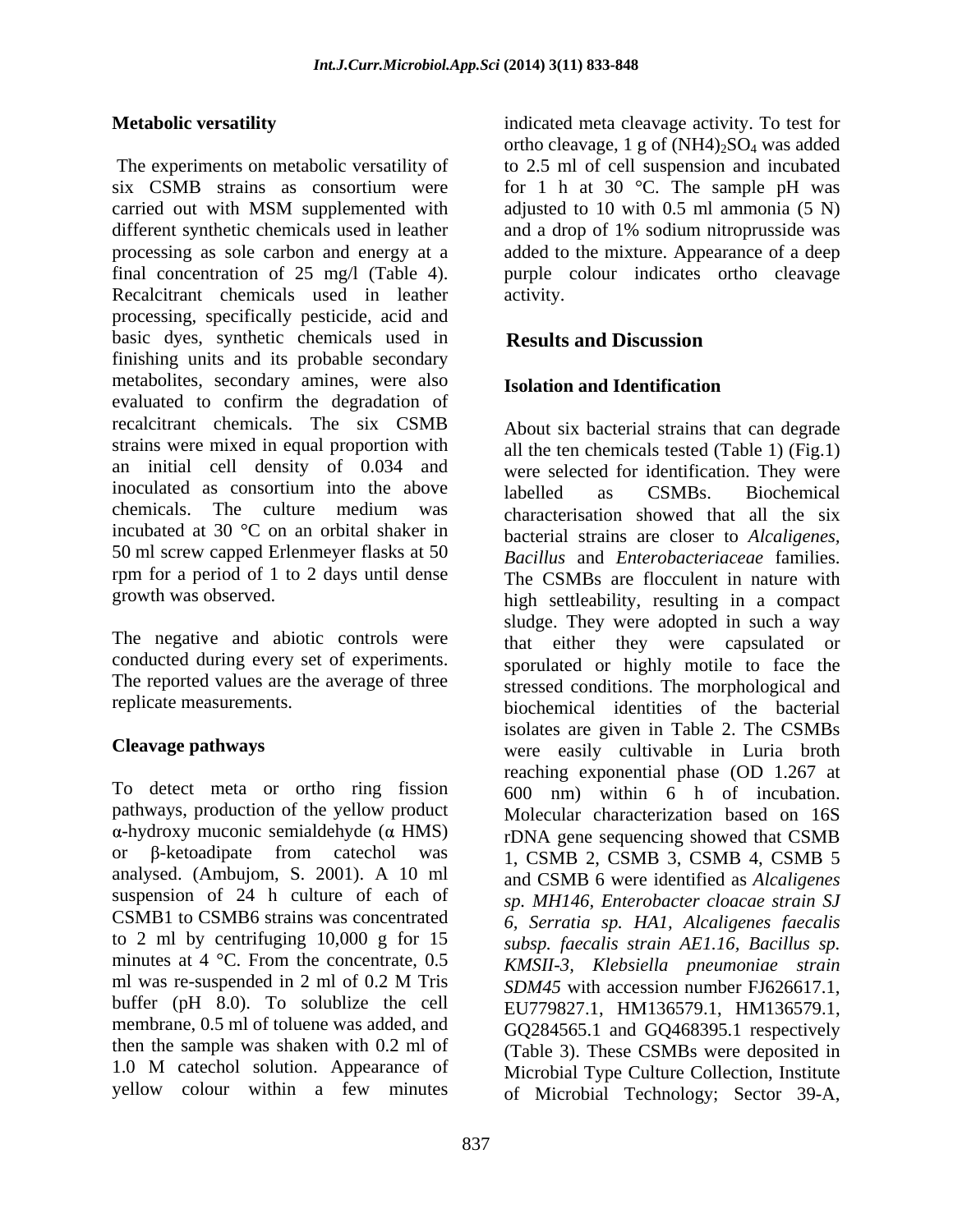### Metabolic versatility

The experiments on metabolic versatility of six CSMB strains as consortium were carried out with MSM supplemented with different synthetic chemicals used in leather processing as sole carbon and energy at a final concentration of 25 mg/l (Table 4). Recalcitrant chemicals used in leather processing, specifically pesticide, acid and basic dyes, synthetic chemicals used in finishing units and its probable secondary metabolites, secondary amines, were also evaluated to confirm the degradation of recalcitrant chemicals. The six CSMB strains were mixed in equal proportion with an initial cell density of 0.034 and inoculated as consortium into the above chemicals. The culture medium was incubated at 30 °C on an orbital shaker in 50 ml screw capped Erlenmeyer flasks at 50 rpm for a period of 1 to 2 days until dense growth was observed.

The negative and abiotic controls were conducted during every set of experiments. The reported values are the average of three replicate measurements.

### Cleavage pathways

To detect meta or ortho ring fission pathways, production of the yellow product α-hydroxy muconic semialdehyde (α HMS) or β-ketoadipate from catechol was analysed. (Ambujom, S. 2001). A 10 ml suspension of 24 h culture of each of CSMB1 to CSMB6 strains was concentrated to 2 ml by centrifuging 10,000 g for 15 minutes at 4 °C. From the concentrate, 0.5 ml was re-suspended in 2 ml of 0.2 M Tris buffer (pH 8.0). To solublize the cell membrane, 0.5 ml of toluene was added, and then the sample was shaken with 0.2 ml of 1.0 M catechol solution. Appearance of yellow colour within a few minutes indicated meta cleavage activity. To test for ortho cleavage, 1 g of $(NH4)_2SO_4$ was added to 2.5 ml of cell suspension and incubated for 1 h at 30 °C. The sample pH was adjusted to 10 with 0.5 ml ammonia (5 N) and a drop of 1% sodium nitroprusside was added to the mixture. Appearance of a deep purple colour indicates ortho cleavage activity.

## Results and Discussion

### Isolation and Identification

About six bacterial strains that can degrade all the ten chemicals tested (Table 1) (Fig.1) were selected for identification. They were labelled as CSMBs. Biochemical characterisation showed that all the six bacterial strains are closer to *Alcaligenes*, *Bacillus* and *Enterobacteriaceae* families. The CSMBs are flocculent in nature with high settleability, resulting in a compact sludge. They were adopted in such a way that either they were capsulated or sporulated or highly motile to face the stressed conditions. The morphological and biochemical identities of the bacterial isolates are given in Table 2. The CSMBs were easily cultivable in Luria broth reaching exponential phase (OD 1.267 at 600 nm) within 6 h of incubation. Molecular characterization based on 16S rDNA gene sequencing showed that CSMB 1, CSMB 2, CSMB 3, CSMB 4, CSMB 5 and CSMB 6 were identified as *Alcaligenes sp. MH146, Enterobacter cloacae strain SJ 6, Serratia sp. HA1, Alcaligenes faecalis subsp. faecalis strain AE1.16, Bacillus sp. KMSII-3, Klebsiella pneumoniae strain SDM45* with accession number FJ626617.1, EU779827.1, HM136579.1, HM136579.1, GQ284565.1 and GQ468395.1 respectively (Table 3). These CSMBs were deposited in Microbial Type Culture Collection, Institute of Microbial Technology; Sector 39-A,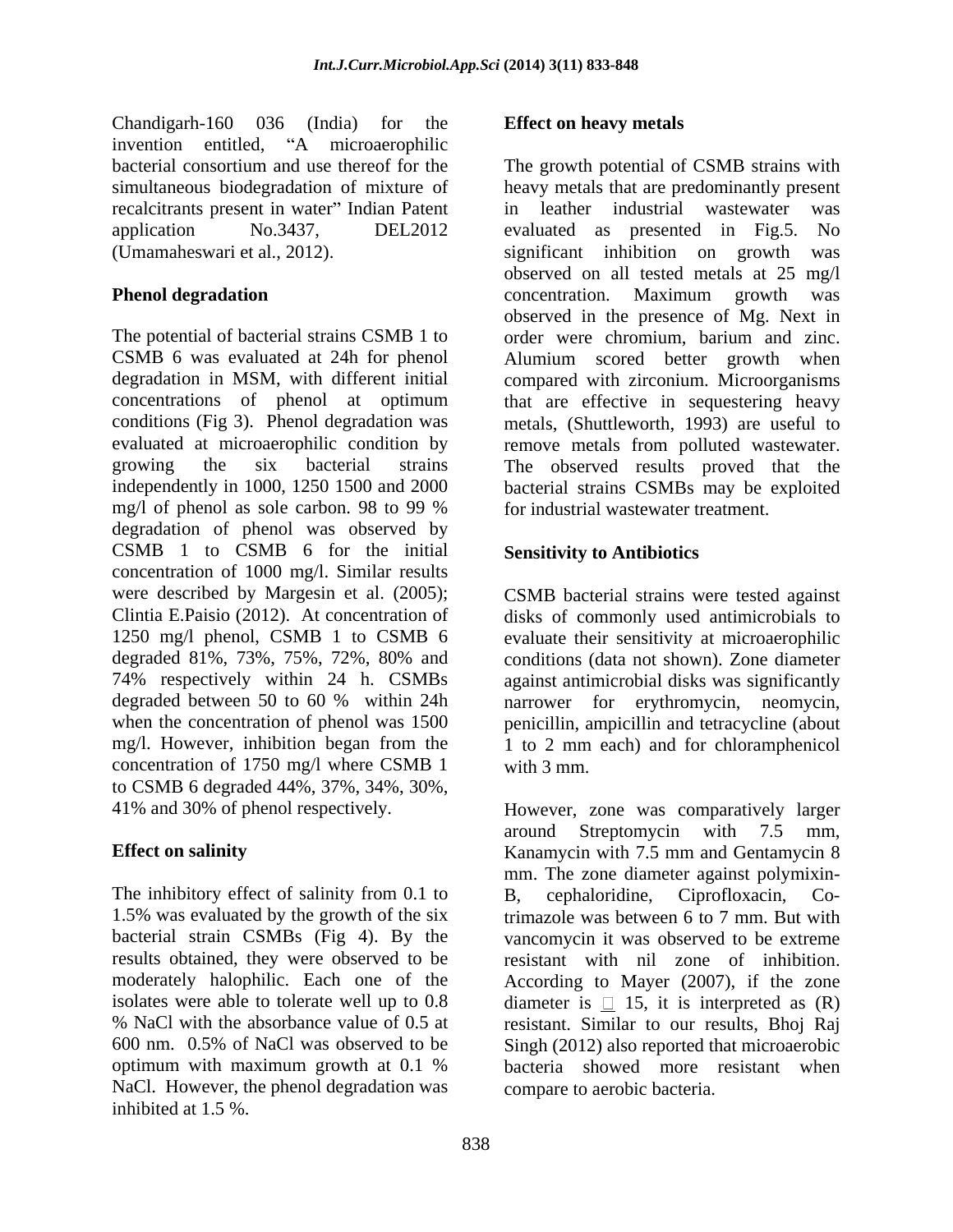Chandigarh-160 036 (India) for the invention entitled, "A microaerophilic bacterial consortium and use thereof for the simultaneous biodegradation of mixture of recalcitrants present in water" Indian Patent application No.3437, DEL2012 (Umamaheswari et al., 2012).

**Phenol degradation**

The potential of bacterial strains CSMB 1 to CSMB 6 was evaluated at 24h for phenol degradation in MSM, with different initial concentrations of phenol at optimum conditions (Fig 3). Phenol degradation was evaluated at microaerophilic condition by growing the six bacterial strains independently in 1000, 1250 1500 and 2000 mg/l of phenol as sole carbon. 98 to 99 % degradation of phenol was observed by CSMB 1 to CSMB 6 for the initial concentration of 1000 mg/l. Similar results were described by Margesin et al. (2005); Clintia E.Paisio (2012). At concentration of 1250 mg/l phenol, CSMB 1 to CSMB 6 degraded 81%, 73%, 75%, 72%, 80% and 74% respectively within 24 h. CSMBs degraded between 50 to 60 % within 24h when the concentration of phenol was 1500 mg/l. However, inhibition began from the concentration of 1750 mg/l where CSMB 1 to CSMB 6 degraded 44%, 37%, 34%, 30%, 41% and 30% of phenol respectively.

**Effect on salinity**

The inhibitory effect of salinity from 0.1 to 1.5% was evaluated by the growth of the six bacterial strain CSMBs (Fig 4). By the results obtained, they were observed to be moderately halophilic. Each one of the isolates were able to tolerate well up to 0.8 % NaCl with the absorbance value of 0.5 at 600 nm. 0.5% of NaCl was observed to be optimum with maximum growth at 0.1 % NaCl. However, the phenol degradation was inhibited at 1.5 %.

**Effect on heavy metals**

The growth potential of CSMB strains with heavy metals that are predominantly present in leather industrial wastewater was evaluated as presented in Fig.5. No significant inhibition on growth was observed on all tested metals at 25 mg/l concentration. Maximum growth was observed in the presence of Mg. Next in order were chromium, barium and zinc. Alumium scored better growth when compared with zirconium. Microorganisms that are effective in sequestering heavy metals, (Shuttleworth, 1993) are useful to remove metals from polluted wastewater. The observed results proved that the bacterial strains CSMBs may be exploited for industrial wastewater treatment.

**Sensitivity to Antibiotics**

CSMB bacterial strains were tested against disks of commonly used antimicrobials to evaluate their sensitivity at microaerophilic conditions (data not shown). Zone diameter against antimicrobial disks was significantly narrower for erythromycin, neomycin, penicillin, ampicillin and tetracycline (about 1 to 2 mm each) and for chloramphenicol with 3 mm.

However, zone was comparatively larger around Streptomycin with 7.5 mm, Kanamycin with 7.5 mm and Gentamycin 8 mm. The zone diameter against polymixin-B, cephaloridine, Ciprofloxacin, Co-trimazole was between 6 to 7 mm. But with vancomycin it was observed to be extreme resistant with nil zone of inhibition. According to Mayer (2007), if the zone diameter is □ 15, it is interpreted as (R) resistant. Similar to our results, Bhoj Raj Singh (2012) also reported that microaerobic bacteria showed more resistant when compare to aerobic bacteria.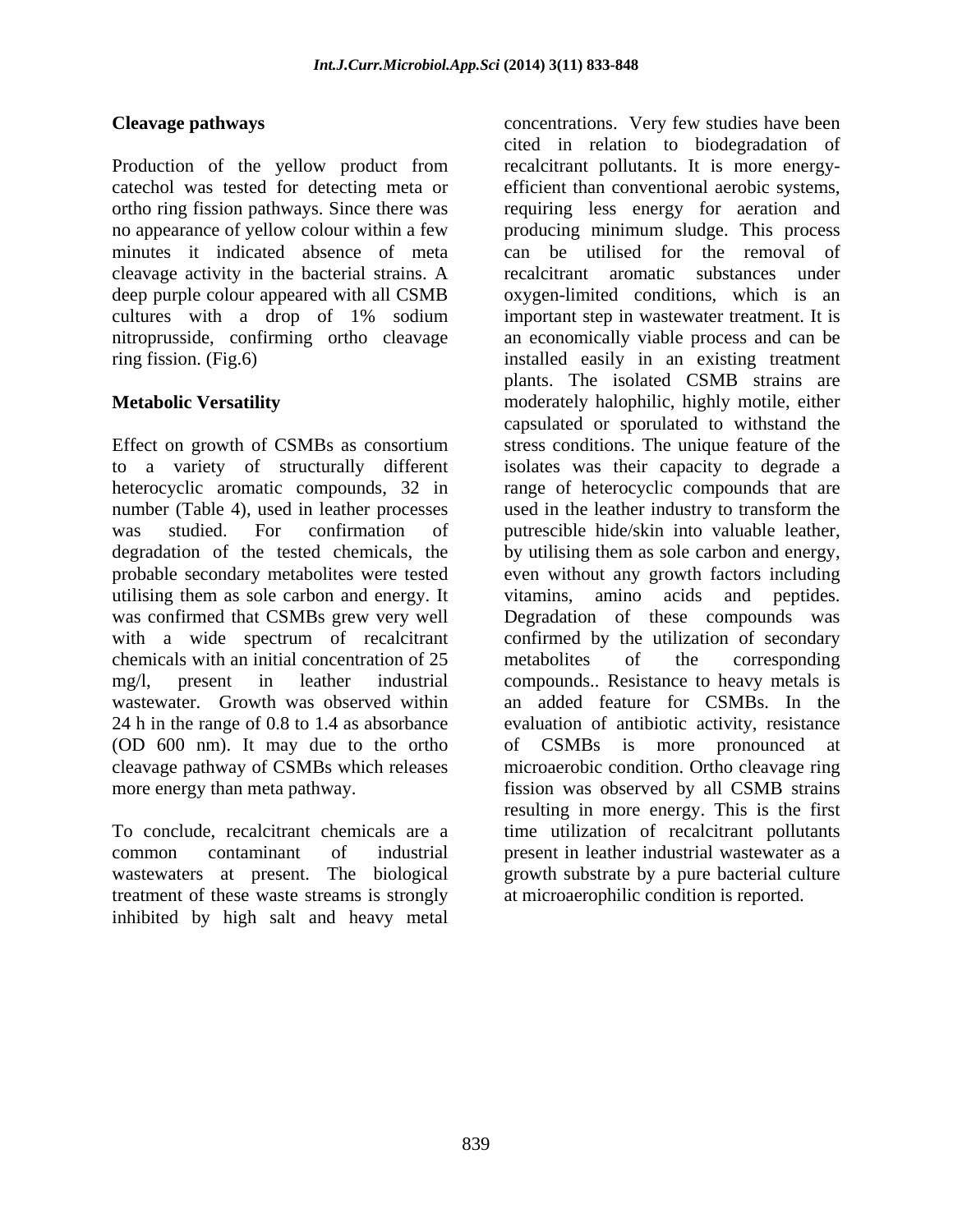**Cleavage pathways**

Production of the yellow product from catechol was tested for detecting meta or ortho ring fission pathways. Since there was no appearance of yellow colour within a few minutes it indicated absence of meta cleavage activity in the bacterial strains. A deep purple colour appeared with all CSMB cultures with a drop of 1% sodium nitroprusside, confirming ortho cleavage ring fission. (Fig.6)

**Metabolic Versatility**

Effect on growth of CSMBs as consortium to a variety of structurally different heterocyclic aromatic compounds, 32 in number (Table 4), used in leather processes was studied. For confirmation of degradation of the tested chemicals, the probable secondary metabolites were tested utilising them as sole carbon and energy. It was confirmed that CSMBs grew very well with a wide spectrum of recalcitrant chemicals with an initial concentration of 25 mg/l, present in leather industrial wastewater. Growth was observed within 24 h in the range of 0.8 to 1.4 as absorbance (OD 600 nm). It may due to the ortho cleavage pathway of CSMBs which releases more energy than meta pathway.

To conclude, recalcitrant chemicals are a common contaminant of industrial wastewaters at present. The biological treatment of these waste streams is strongly inhibited by high salt and heavy metal concentrations. Very few studies have been cited in relation to biodegradation of recalcitrant pollutants. It is more energy-efficient than conventional aerobic systems, requiring less energy for aeration and producing minimum sludge. This process can be utilised for the removal of recalcitrant aromatic substances under oxygen-limited conditions, which is an important step in wastewater treatment. It is an economically viable process and can be installed easily in an existing treatment plants. The isolated CSMB strains are moderately halophilic, highly motile, either capsulated or sporulated to withstand the stress conditions. The unique feature of the isolates was their capacity to degrade a range of heterocyclic compounds that are used in the leather industry to transform the putrescible hide/skin into valuable leather, by utilising them as sole carbon and energy, even without any growth factors including vitamins, amino acids and peptides. Degradation of these compounds was confirmed by the utilization of secondary metabolites of the corresponding compounds.. Resistance to heavy metals is an added feature for CSMBs. In the evaluation of antibiotic activity, resistance of CSMBs is more pronounced at microaerobic condition. Ortho cleavage ring fission was observed by all CSMB strains resulting in more energy. This is the first time utilization of recalcitrant pollutants present in leather industrial wastewater as a growth substrate by a pure bacterial culture at microaerophilic condition is reported.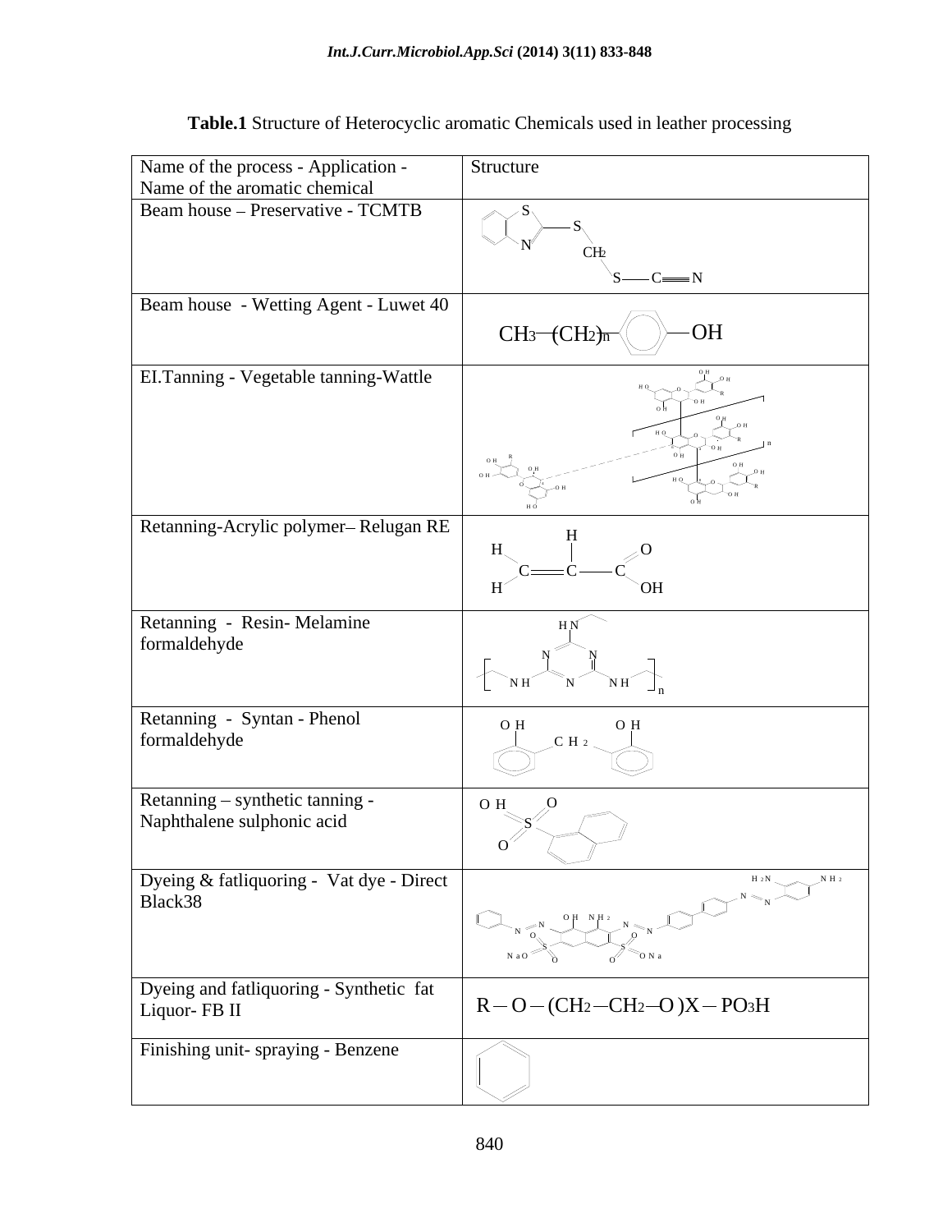**Table.1** Structure of Heterocyclic aromatic Chemicals used in leather processing

| Name of the process - Application - Name of the aromatic chemical | Structure |
|---|---|
| Beam house – Preservative - TCMTB | |
| Beam house - Wetting Agent - Luwet 40 | $CH_3-(CH_2)_n-C_6H_4-OH$ |
| El.Tanning - Vegetable tanning-Wattle | |
| Retanning-Acrylic polymer– Relugan RE | |
| Retanning - Resin- Melamine formaldehyde | |
| Retanning - Syntan - Phenol formaldehyde | |
| Retanning – synthetic tanning - Naphthalene sulphonic acid | |
| Dyeing & fatliquoring - Vat dye - Direct Black38 | |
| Dyeing and fatliquoring - Synthetic fat Liquor- FB II | $R-O-(CH_2-CH_2-O)X-PO_3H$ |
| Finishing unit- spraying - Benzene | |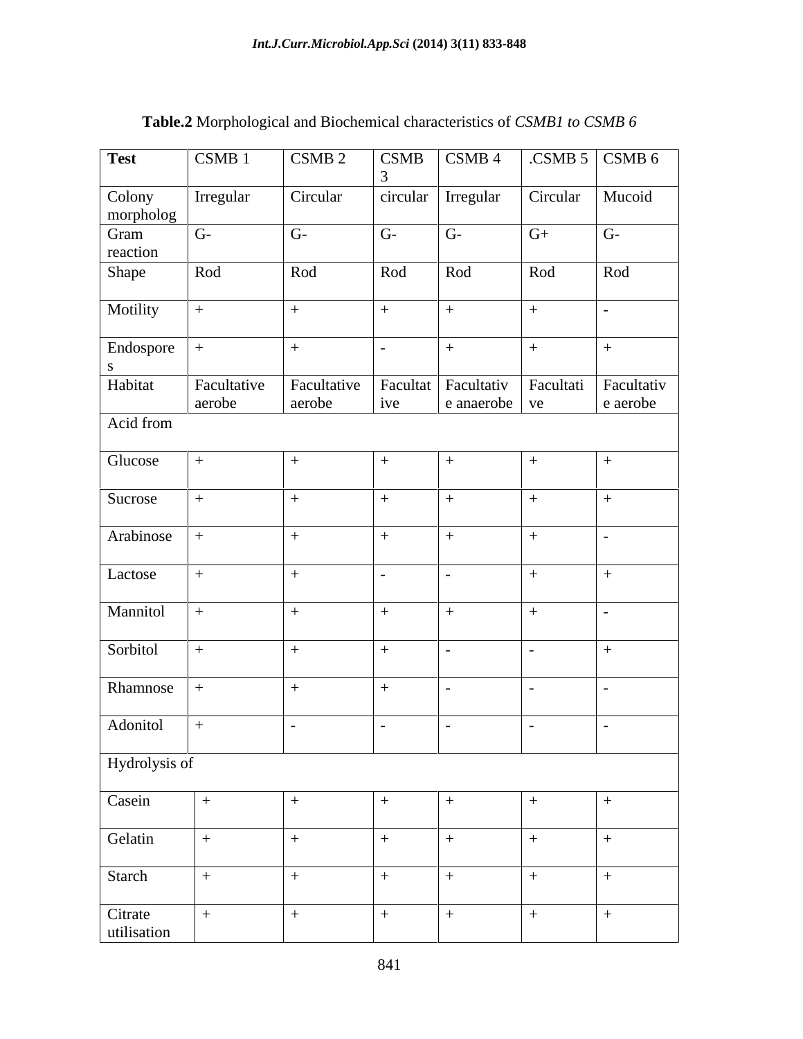**Table.2** Morphological and Biochemical characteristics of *CSMB1 to CSMB 6*

| **Test** | CSMB 1 | CSMB 2 | CSMB 3 | CSMB 4 | .CSMB 5 | CSMB 6 |
|---|---|---|---|---|---|---|
| Colony morpholog | Irregular | Circular | circular | Irregular | Circular | Mucoid |
| Gram reaction | G- | G- | G- | G- | G+ | G- |
| Shape | Rod | Rod | Rod | Rod | Rod | Rod |
| Motility | + | + | + | + | + | - |
| Endospore s | + | + | - | + | + | + |
| Habitat | Facultative aerobe | Facultative aerobe | Facultat ive | Facultativ e anaerobe | Facultati ve | Facultativ e aerobe |
| Acid from | | | | | | |
| Glucose | + | + | + | + | + | + |
| Sucrose | + | + | + | + | + | + |
| Arabinose | + | + | + | + | + | - |
| Lactose | + | + | - | - | + | + |
| Mannitol | + | + | + | + | + | - |
| Sorbitol | + | + | + | - | - | + |
| Rhamnose | + | + | + | - | - | - |
| Adonitol | + | - | - | - | - | - |
| Hydrolysis of | | | | | | |
| Casein | + | + | + | + | + | + |
| Gelatin | + | + | + | + | + | + |
| Starch | + | + | + | + | + | + |
| Citrate utilisation | + | + | + | + | + | + |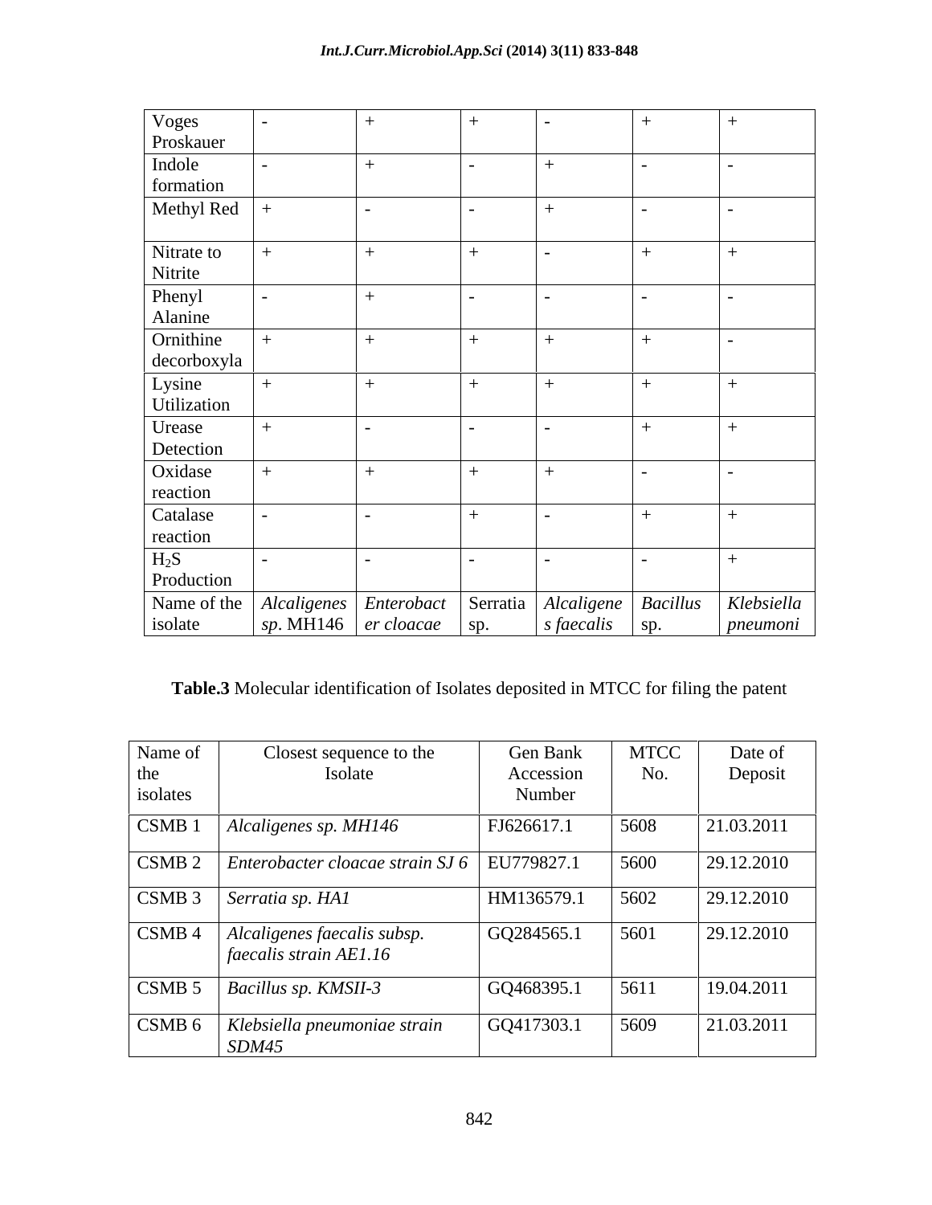| Voges Proskauer | - | + | + | - | + | + |
|---|---|---|---|---|---|---|
| Indole formation | - | + | - | + | - | - |
| Methyl Red | + | - | - | + | - | - |
| Nitrate to Nitrite | + | + | + | - | + | + |
| Phenyl Alanine | - | + | - | - | - | - |
| Ornithine decorboxyla | + | + | + | + | + | - |
| Lysine Utilization | + | + | + | + | + | + |
| Urease Detection | + | - | - | - | + | + |
| Oxidase reaction | + | + | + | + | - | - |
| Catalase reaction | - | - | + | - | + | + |
| $H_2S$ Production | - | - | - | - | - | + |
| Name of the isolate | *Alcaligenes sp*. MH146 | *Enterobacter cloacae* | Serratia sp. | *Alcaligenes faecalis* | *Bacillus* sp. | *Klebsiella pneumoni* |

**Table.3** Molecular identification of Isolates deposited in MTCC for filing the patent

| Name of the isolates | Closest sequence to the Isolate | Gen Bank Accession Number | MTCC No. | Date of Deposit |
|---|---|---|---|---|
| CSMB 1 | *Alcaligenes sp. MH146* | FJ626617.1 | 5608 | 21.03.2011 |
| CSMB 2 | *Enterobacter cloacae strain SJ 6* | EU779827.1 | 5600 | 29.12.2010 |
| CSMB 3 | *Serratia sp. HA1* | HM136579.1 | 5602 | 29.12.2010 |
| CSMB 4 | *Alcaligenes faecalis subsp. faecalis strain AE1.16* | GQ284565.1 | 5601 | 29.12.2010 |
| CSMB 5 | *Bacillus sp. KMSII-3* | GQ468395.1 | 5611 | 19.04.2011 |
| CSMB 6 | *Klebsiella pneumoniae strain SDM45* | GQ417303.1 | 5609 | 21.03.2011 |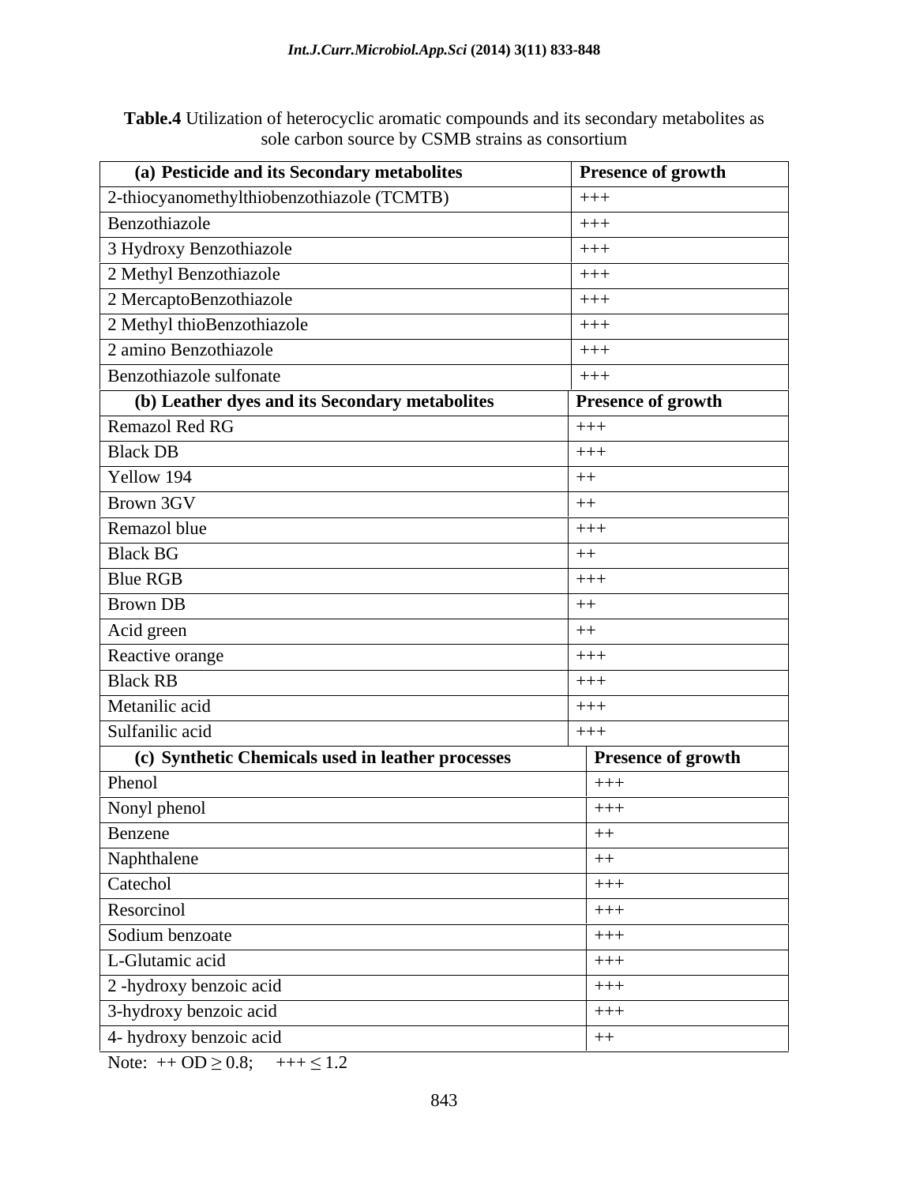**Table.4** Utilization of heterocyclic aromatic compounds and its secondary metabolites as sole carbon source by CSMB strains as consortium

| (a) Pesticide and its Secondary metabolites | Presence of growth |
|---|---|
| 2-thiocyanomethylthiobenzothiazole (TCMTB) | +++ |
| Benzothiazole | +++ |
| 3 Hydroxy Benzothiazole | +++ |
| 2 Methyl Benzothiazole | +++ |
| 2 MercaptoBenzothiazole | +++ |
| 2 Methyl thioBenzothiazole | +++ |
| 2 amino Benzothiazole | +++ |
| Benzothiazole sulfonate | +++ |
| **(b) Leather dyes and its Secondary metabolites** | **Presence of growth** |
| Remazol Red RG | +++ |
| Black DB | +++ |
| Yellow 194 | ++ |
| Brown 3GV | ++ |
| Remazol blue | +++ |
| Black BG | ++ |
| Blue RGB | +++ |
| Brown DB | ++ |
| Acid green | ++ |
| Reactive orange | +++ |
| Black RB | +++ |
| Metanilic acid | +++ |
| Sulfanilic acid | +++ |
| **(c) Synthetic Chemicals used in leather processes** | **Presence of growth** |
| Phenol | +++ |
| Nonyl phenol | +++ |
| Benzene | ++ |
| Naphthalene | ++ |
| Catechol | +++ |
| Resorcinol | +++ |
| Sodium benzoate | +++ |
| L-Glutamic acid | +++ |
| 2 -hydroxy benzoic acid | +++ |
| 3-hydroxy benzoic acid | +++ |
| 4- hydroxy benzoic acid | ++ |

Note: ++ OD $\geq 0.8$; +++ $\leq 1.2$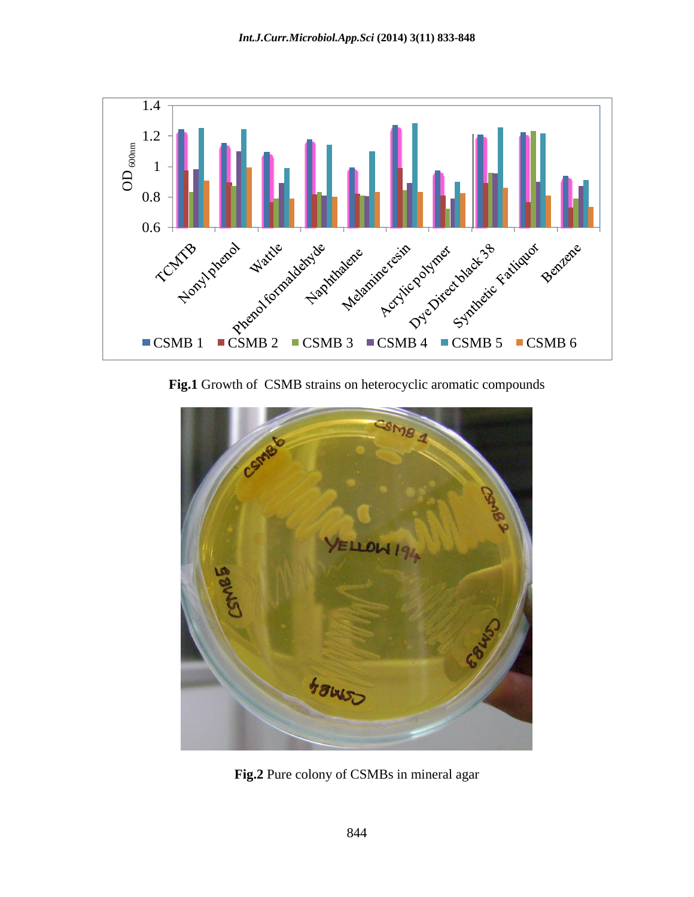Fig.1 Growth of CSMB strains on heterocyclic aromatic compounds

Fig.2 Pure colony of CSMBs in mineral agar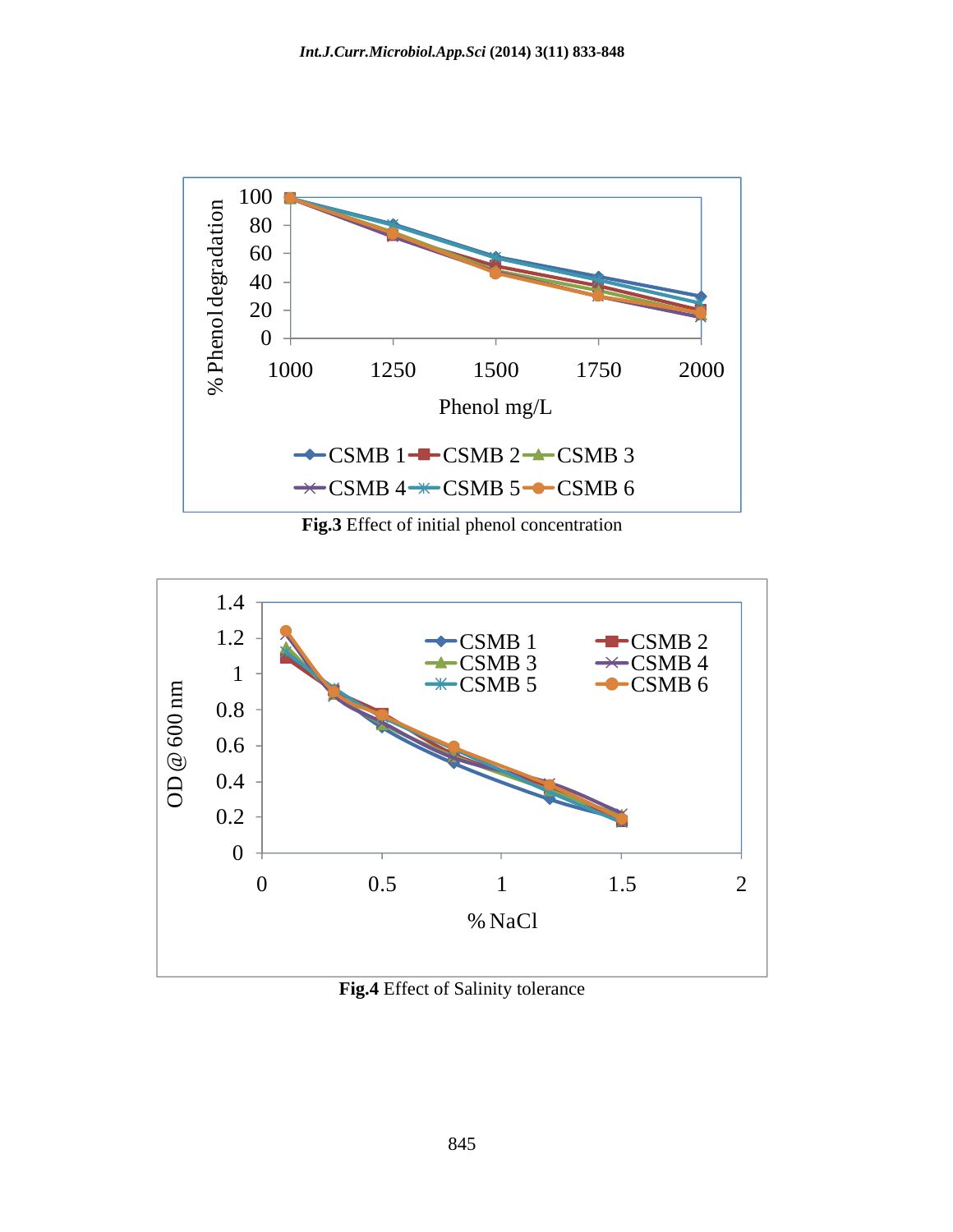**Fig.3** Effect of initial phenol concentration

**Fig.4** Effect of Salinity tolerance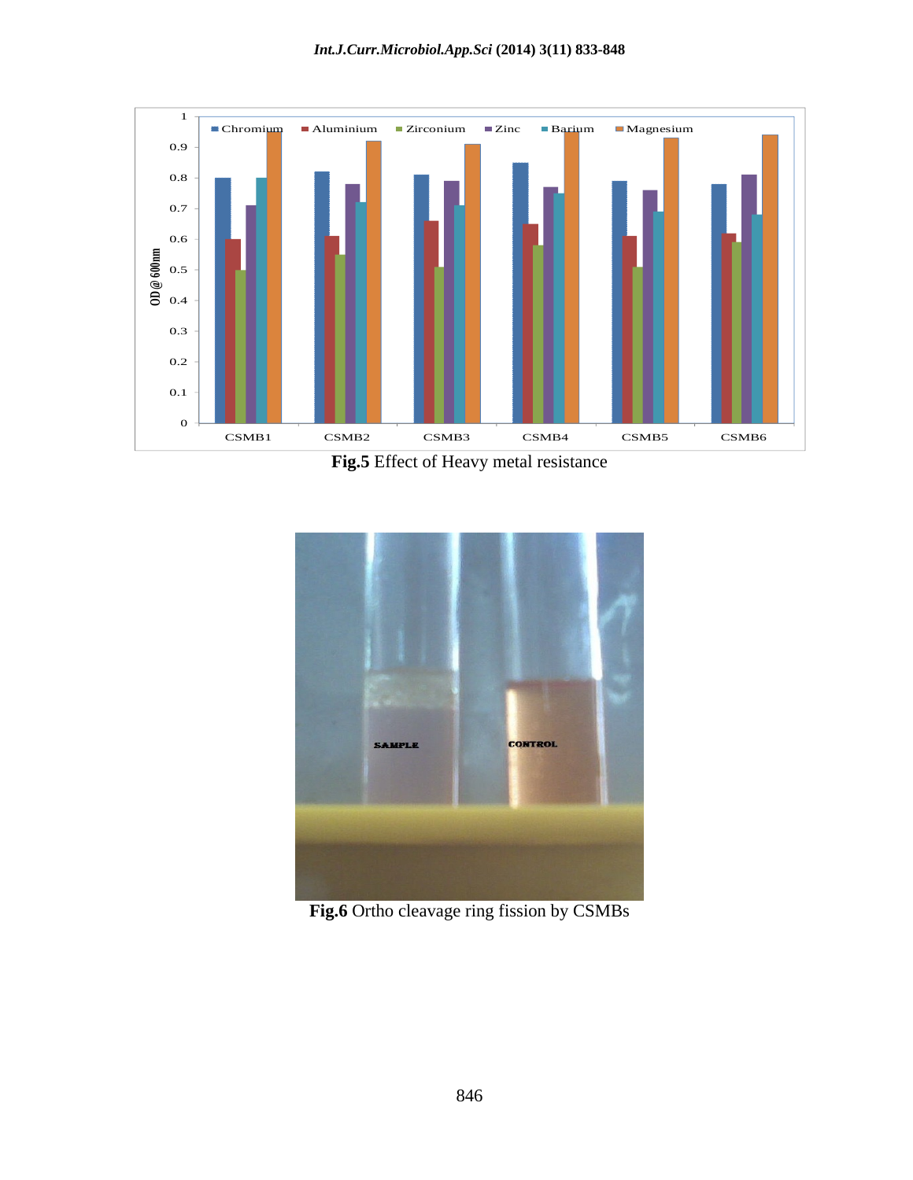Fig.5 Effect of Heavy metal resistance

Fig.6 Ortho cleavage ring fission by CSMBs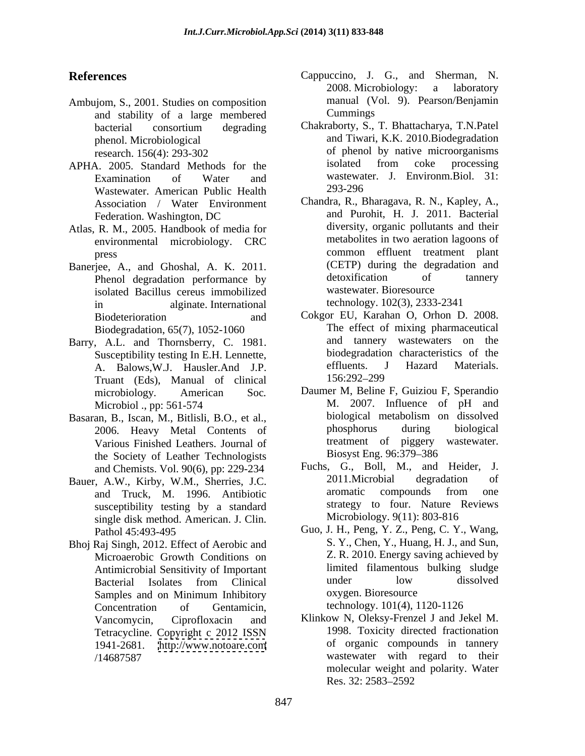## References

Ambujom, S., 2001. Studies on composition and stability of a large membered bacterial consortium degrading phenol. Microbiological research. 156(4): 293-302

APHA. 2005. Standard Methods for the Examination of Water and Wastewater. American Public Health Association / Water Environment Federation. Washington, DC

Atlas, R. M., 2005. Handbook of media for environmental microbiology. CRC press

Banerjee, A., and Ghoshal, A. K. 2011. Phenol degradation performance by isolated Bacillus cereus immobilized in alginate. International Biodeterioration and Biodegradation, 65(7), 1052-1060

Barry, A.L. and Thornsberry, C. 1981. Susceptibility testing In E.H. Lennette, A. Balows,W.J. Hausler.And J.P. Truant (Eds), Manual of clinical microbiology. American Soc. Microbiol ., pp: 561-574

Basaran, B., Iscan, M., Bitlisli, B.O., et al., 2006. Heavy Metal Contents of Various Finished Leathers. Journal of the Society of Leather Technologists and Chemists. Vol. 90(6), pp: 229-234

Bauer, A.W., Kirby, W.M., Sherries, J.C. and Truck, M. 1996. Antibiotic susceptibility testing by a standard single disk method. American. J. Clin. Pathol 45:493-495

Bhoj Raj Singh, 2012. Effect of Aerobic and Microaerobic Growth Conditions on Antimicrobial Sensitivity of Important Bacterial Isolates from Clinical Samples and on Minimum Inhibitory Concentration of Gentamicin, Vancomycin, Ciprofloxacin and Tetracycline. Copyright c 2012 ISSN 1941-2681. http://www.notoare.com/14687587

Cappuccino, J. G., and Sherman, N. 2008. Microbiology: a laboratory manual (Vol. 9). Pearson/Benjamin Cummings

Chakraborty, S., T. Bhattacharya, T.N.Patel and Tiwari, K.K. 2010.Biodegradation of phenol by native microorganisms isolated from coke processing wastewater. J. Environm.Biol. 31: 293-296

Chandra, R., Bharagava, R. N., Kapley, A., and Purohit, H. J. 2011. Bacterial diversity, organic pollutants and their metabolites in two aeration lagoons of common effluent treatment plant (CETP) during the degradation and detoxification of tannery wastewater. Bioresource technology. 102(3), 2333-2341

Cokgor EU, Karahan O, Orhon D. 2008. The effect of mixing pharmaceutical and tannery wastewaters on the biodegradation characteristics of the effluents. J Hazard Materials. 156:292–299

Daumer M, Beline F, Guiziou F, Sperandio M. 2007. Influence of pH and biological metabolism on dissolved phosphorus during biological treatment of piggery wastewater. Biosyst Eng. 96:379–386

Fuchs, G., Boll, M., and Heider, J. 2011.Microbial degradation of aromatic compounds from one strategy to four. Nature Reviews Microbiology. 9(11): 803-816

Guo, J. H., Peng, Y. Z., Peng, C. Y., Wang, S. Y., Chen, Y., Huang, H. J., and Sun, Z. R. 2010. Energy saving achieved by limited filamentous bulking sludge under low dissolved oxygen. Bioresource technology. 101(4), 1120-1126

Klinkow N, Oleksy-Frenzel J and Jekel M. 1998. Toxicity directed fractionation of organic compounds in tannery wastewater with regard to their molecular weight and polarity. Water Res. 32: 2583–2592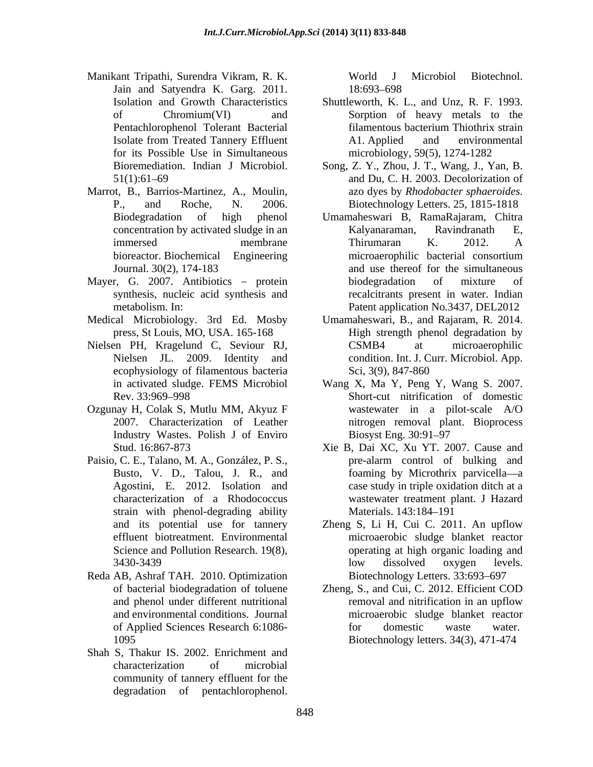Manikant Tripathi, Surendra Vikram, R. K. Jain and Satyendra K. Garg. 2011. Isolation and Growth Characteristics of Chromium(VI) and Pentachlorophenol Tolerant Bacterial Isolate from Treated Tannery Effluent for its Possible Use in Simultaneous Bioremediation. Indian J Microbiol. 51(1):61–69

Marrot, B., Barrios-Martinez, A., Moulin, P., and Roche, N. 2006. Biodegradation of high phenol concentration by activated sludge in an immersed membrane bioreactor. Biochemical Engineering Journal. 30(2), 174-183

Mayer, G. 2007. Antibiotics – protein synthesis, nucleic acid synthesis and metabolism. In:

Medical Microbiology. 3rd Ed. Mosby press, St Louis, MO, USA. 165-168

Nielsen PH, Kragelund C, Seviour RJ, Nielsen JL. 2009. Identity and ecophysiology of filamentous bacteria in activated sludge. FEMS Microbiol Rev. 33:969–998

Ozgunay H, Colak S, Mutlu MM, Akyuz F 2007. Characterization of Leather Industry Wastes. Polish J of Enviro Stud. 16:867-873

Paisio, C. E., Talano, M. A., González, P. S., Busto, V. D., Talou, J. R., and Agostini, E. 2012. Isolation and characterization of a Rhodococcus strain with phenol-degrading ability and its potential use for tannery effluent biotreatment. Environmental Science and Pollution Research. 19(8), 3430-3439

Reda AB, Ashraf TAH. 2010. Optimization of bacterial biodegradation of toluene and phenol under different nutritional and environmental conditions. Journal of Applied Sciences Research 6:1086-1095

Shah S, Thakur IS. 2002. Enrichment and characterization of microbial community of tannery effluent for the degradation of pentachlorophenol. World J Microbiol Biotechnol. 18:693–698

Shuttleworth, K. L., and Unz, R. F. 1993. Sorption of heavy metals to the filamentous bacterium Thiothrix strain A1. Applied and environmental microbiology, 59(5), 1274-1282

Song, Z. Y., Zhou, J. T., Wang, J., Yan, B. and Du, C. H. 2003. Decolorization of azo dyes by *Rhodobacter sphaeroides*. Biotechnology Letters. 25, 1815-1818

Umamaheswari B, RamaRajaram, Chitra Kalyanaraman, Ravindranath E, Thirumaran K. 2012. A microaerophilic bacterial consortium and use thereof for the simultaneous biodegradation of mixture of recalcitrants present in water. Indian Patent application No.3437, DEL2012

Umamaheswari, B., and Rajaram, R. 2014. High strength phenol degradation by CSMB4 at microaerophilic condition. Int. J. Curr. Microbiol. App. Sci, 3(9), 847-860

Wang X, Ma Y, Peng Y, Wang S. 2007. Short-cut nitrification of domestic wastewater in a pilot-scale A/O nitrogen removal plant. Bioprocess Biosyst Eng. 30:91–97

Xie B, Dai XC, Xu YT. 2007. Cause and pre-alarm control of bulking and foaming by Microthrix parvicella—a case study in triple oxidation ditch at a wastewater treatment plant. J Hazard Materials. 143:184–191

Zheng S, Li H, Cui C. 2011. An upflow microaerobic sludge blanket reactor operating at high organic loading and low dissolved oxygen levels. Biotechnology Letters. 33:693–697

Zheng, S., and Cui, C. 2012. Efficient COD removal and nitrification in an upflow microaerobic sludge blanket reactor for domestic waste water. Biotechnology letters. 34(3), 471-474